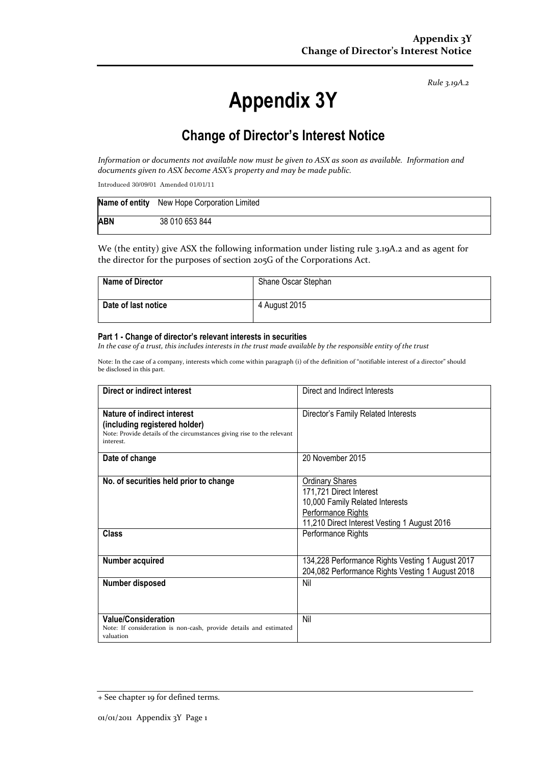*Rule 3.19A.2*

# Appendix 3Y

## Change of Director's Interest Notice

*Information or documents not available now must be given to ASX as soon as available. Information and documents given to ASX become ASX's property and may be made public.*

Introduced 30/09/01 Amended 01/01/11

| **Name of entity** | New Hope Corporation Limited |
|---|---|
| **ABN** | 38 010 653 844 |

We (the entity) give ASX the following information under listing rule 3.19A.2 and as agent for the director for the purposes of section 205G of the Corporations Act.

| **Name of Director** | Shane Oscar Stephan |
|---|---|
| **Date of last notice** | 4 August 2015 |

### Part 1 - Change of director's relevant interests in securities

*In the case of a trust, this includes interests in the trust made available by the responsible entity of the trust*

Note: In the case of a company, interests which come within paragraph (i) of the definition of "notifiable interest of a director" should be disclosed in this part.

| **Direct or indirect interest** | Direct and Indirect Interests |
|---|---|
| **Nature of indirect interest (including registered holder)**<br>Note: Provide details of the circumstances giving rise to the relevant interest. | Director's Family Related Interests |
| **Date of change** | 20 November 2015 |
| **No. of securities held prior to change** | Ordinary Shares<br>171,721 Direct Interest<br>10,000 Family Related Interests<br>Performance Rights<br>11,210 Direct Interest Vesting 1 August 2016 |
| **Class** | Performance Rights |
| **Number acquired** | 134,228 Performance Rights Vesting 1 August 2017<br>204,082 Performance Rights Vesting 1 August 2018 |
| **Number disposed** | Nil |
| **Value/Consideration**<br>Note: If consideration is non-cash, provide details and estimated valuation | Nil |

+ See chapter 19 for defined terms.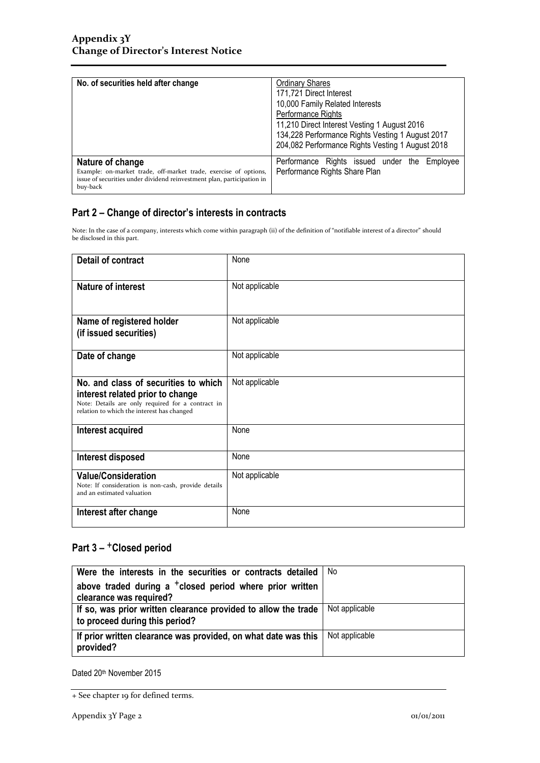| | |
|---|---|
| **No. of securities held after change** | Ordinary Shares<br>171,721 Direct Interest<br>10,000 Family Related Interests<br>Performance Rights<br>11,210 Direct Interest Vesting 1 August 2016<br>134,228 Performance Rights Vesting 1 August 2017<br>204,082 Performance Rights Vesting 1 August 2018 |
| **Nature of change**<br>Example: on-market trade, off-market trade, exercise of options, issue of securities under dividend reinvestment plan, participation in buy-back | Performance Rights issued under the Employee Performance Rights Share Plan |

## Part 2 – Change of director's interests in contracts

Note: In the case of a company, interests which come within paragraph (ii) of the definition of "notifiable interest of a director" should be disclosed in this part.

| | |
|---|---|
| **Detail of contract** | None |
| **Nature of interest** | Not applicable |
| **Name of registered holder (if issued securities)** | Not applicable |
| **Date of change** | Not applicable |
| **No. and class of securities to which interest related prior to change**<br>Note: Details are only required for a contract in relation to which the interest has changed | Not applicable |
| **Interest acquired** | None |
| **Interest disposed** | None |
| **Value/Consideration**<br>Note: If consideration is non-cash, provide details and an estimated valuation | Not applicable |
| **Interest after change** | None |

## Part 3 – +Closed period

| | |
|---|---|
| **Were the interests in the securities or contracts detailed above traded during a +closed period where prior written clearance was required?** | No |
| **If so, was prior written clearance provided to allow the trade to proceed during this period?** | Not applicable |
| **If prior written clearance was provided, on what date was this provided?** | Not applicable |

Dated 20th November 2015

+ See chapter 19 for defined terms.